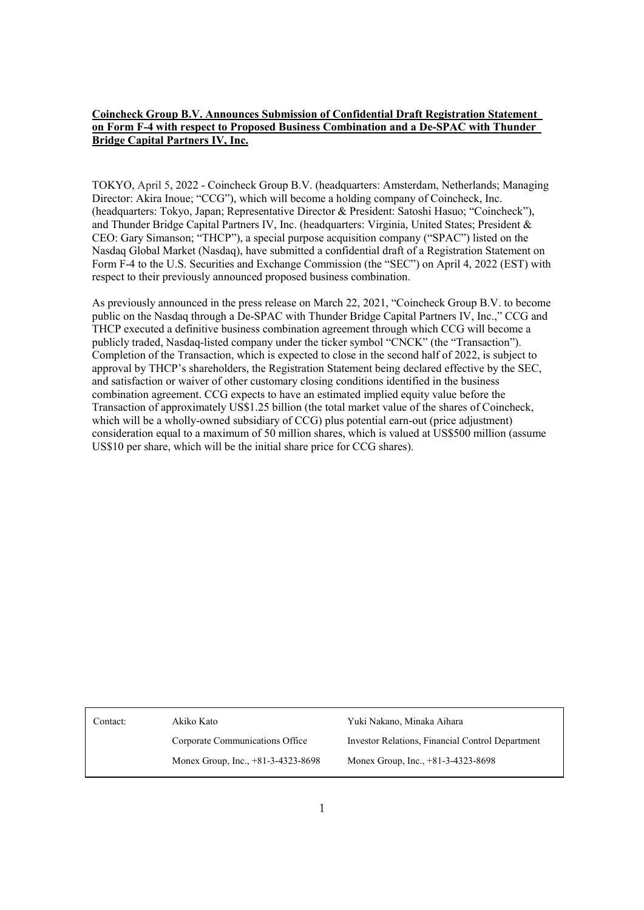**Coincheck Group B.V. Announces Submission of Confidential Draft Registration Statement on Form F-4 with respect to Proposed Business Combination and a De-SPAC with Thunder Bridge Capital Partners IV, Inc.**

TOKYO, April 5, 2022 - Coincheck Group B.V. (headquarters: Amsterdam, Netherlands; Managing Director: Akira Inoue; "CCG"), which will become a holding company of Coincheck, Inc. (headquarters: Tokyo, Japan; Representative Director & President: Satoshi Hasuo; "Coincheck"), and Thunder Bridge Capital Partners IV, Inc. (headquarters: Virginia, United States; President & CEO: Gary Simanson; "THCP"), a special purpose acquisition company ("SPAC") listed on the Nasdaq Global Market (Nasdaq), have submitted a confidential draft of a Registration Statement on Form F-4 to the U.S. Securities and Exchange Commission (the "SEC") on April 4, 2022 (EST) with respect to their previously announced proposed business combination.

As previously announced in the press release on March 22, 2021, "Coincheck Group B.V. to become public on the Nasdaq through a De-SPAC with Thunder Bridge Capital Partners IV, Inc.," CCG and THCP executed a definitive business combination agreement through which CCG will become a publicly traded, Nasdaq-listed company under the ticker symbol "CNCK" (the "Transaction"). Completion of the Transaction, which is expected to close in the second half of 2022, is subject to approval by THCP's shareholders, the Registration Statement being declared effective by the SEC, and satisfaction or waiver of other customary closing conditions identified in the business combination agreement. CCG expects to have an estimated implied equity value before the Transaction of approximately US$1.25 billion (the total market value of the shares of Coincheck, which will be a wholly-owned subsidiary of CCG) plus potential earn-out (price adjustment) consideration equal to a maximum of 50 million shares, which is valued at US$500 million (assume US$10 per share, which will be the initial share price for CCG shares).

| Contact: | Akiko Kato | Yuki Nakano, Minaka Aihara |
|---|---|---|
| | Corporate Communications Office | Investor Relations, Financial Control Department |
| | Monex Group, Inc., +81-3-4323-8698 | Monex Group, Inc., +81-3-4323-8698 |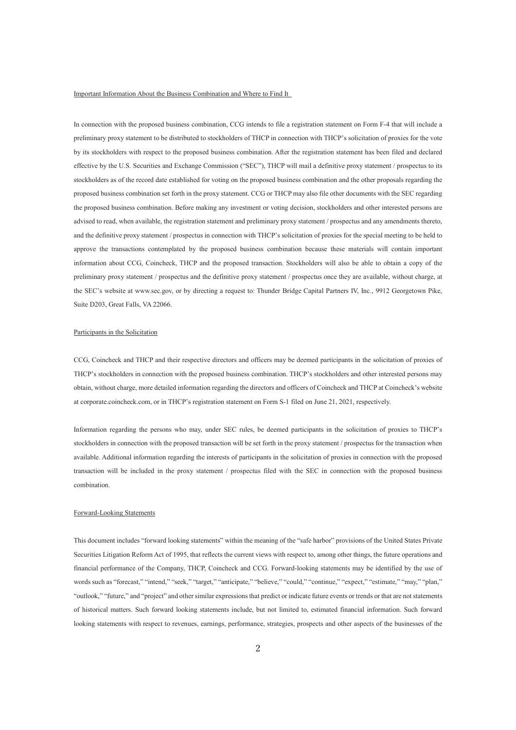Important Information About the Business Combination and Where to Find It

In connection with the proposed business combination, CCG intends to file a registration statement on Form F-4 that will include a preliminary proxy statement to be distributed to stockholders of THCP in connection with THCP's solicitation of proxies for the vote by its stockholders with respect to the proposed business combination. After the registration statement has been filed and declared effective by the U.S. Securities and Exchange Commission ("SEC"), THCP will mail a definitive proxy statement / prospectus to its stockholders as of the record date established for voting on the proposed business combination and the other proposals regarding the proposed business combination set forth in the proxy statement. CCG or THCP may also file other documents with the SEC regarding the proposed business combination. Before making any investment or voting decision, stockholders and other interested persons are advised to read, when available, the registration statement and preliminary proxy statement / prospectus and any amendments thereto, and the definitive proxy statement / prospectus in connection with THCP's solicitation of proxies for the special meeting to be held to approve the transactions contemplated by the proposed business combination because these materials will contain important information about CCG, Coincheck, THCP and the proposed transaction. Stockholders will also be able to obtain a copy of the preliminary proxy statement / prospectus and the definitive proxy statement / prospectus once they are available, without charge, at the SEC's website at www.sec.gov, or by directing a request to: Thunder Bridge Capital Partners IV, Inc., 9912 Georgetown Pike, Suite D203, Great Falls, VA 22066.

Participants in the Solicitation

CCG, Coincheck and THCP and their respective directors and officers may be deemed participants in the solicitation of proxies of THCP's stockholders in connection with the proposed business combination. THCP's stockholders and other interested persons may obtain, without charge, more detailed information regarding the directors and officers of Coincheck and THCP at Coincheck's website at corporate.coincheck.com, or in THCP's registration statement on Form S-1 filed on June 21, 2021, respectively.

Information regarding the persons who may, under SEC rules, be deemed participants in the solicitation of proxies to THCP's stockholders in connection with the proposed transaction will be set forth in the proxy statement / prospectus for the transaction when available. Additional information regarding the interests of participants in the solicitation of proxies in connection with the proposed transaction will be included in the proxy statement / prospectus filed with the SEC in connection with the proposed business combination.

Forward-Looking Statements

This document includes "forward looking statements" within the meaning of the "safe harbor" provisions of the United States Private Securities Litigation Reform Act of 1995, that reflects the current views with respect to, among other things, the future operations and financial performance of the Company, THCP, Coincheck and CCG. Forward-looking statements may be identified by the use of words such as "forecast," "intend," "seek," "target," "anticipate," "believe," "could," "continue," "expect," "estimate," "may," "plan," "outlook," "future," and "project" and other similar expressions that predict or indicate future events or trends or that are not statements of historical matters. Such forward looking statements include, but not limited to, estimated financial information. Such forward looking statements with respect to revenues, earnings, performance, strategies, prospects and other aspects of the businesses of the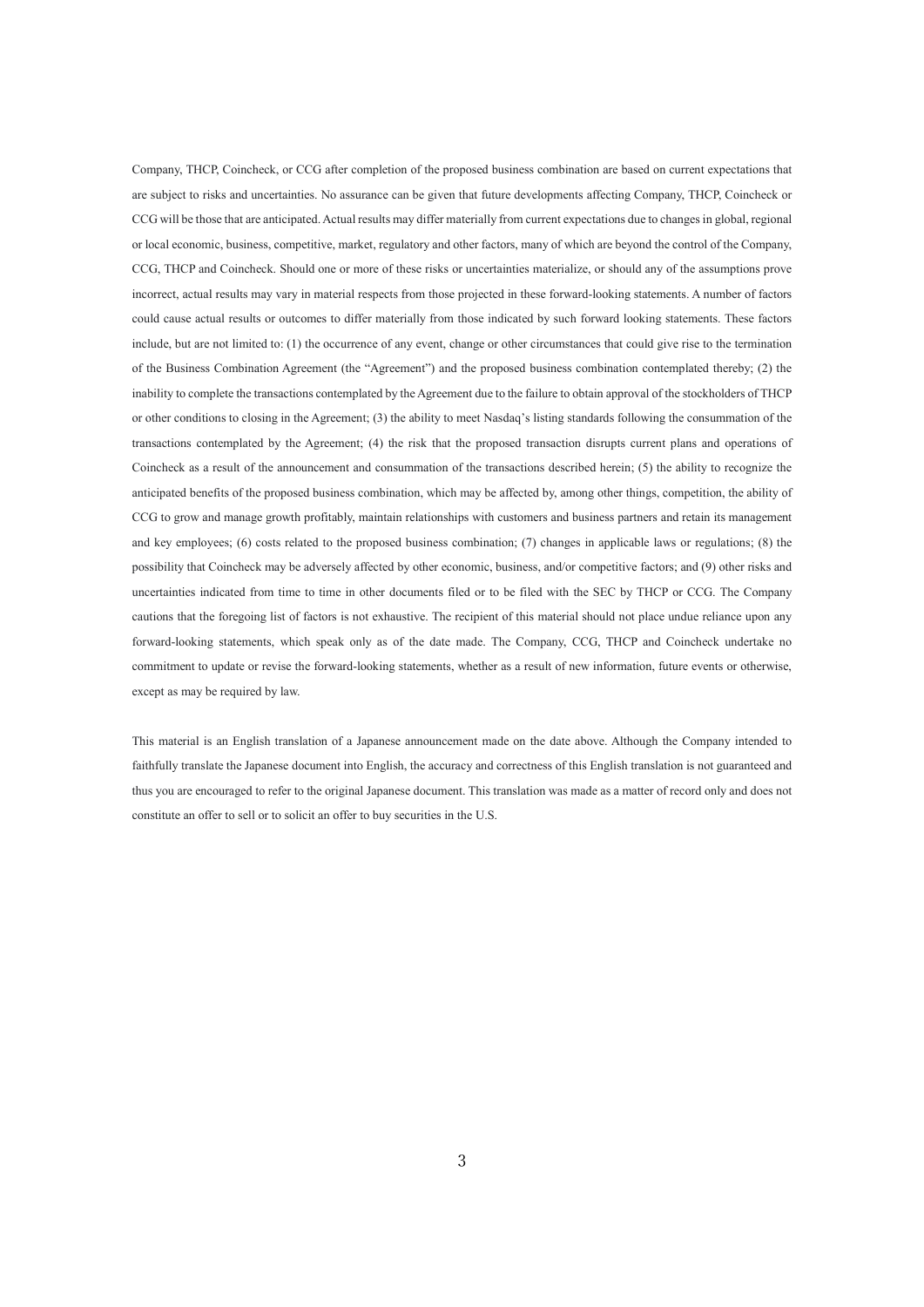Company, THCP, Coincheck, or CCG after completion of the proposed business combination are based on current expectations that are subject to risks and uncertainties. No assurance can be given that future developments affecting Company, THCP, Coincheck or CCG will be those that are anticipated. Actual results may differ materially from current expectations due to changes in global, regional or local economic, business, competitive, market, regulatory and other factors, many of which are beyond the control of the Company, CCG, THCP and Coincheck. Should one or more of these risks or uncertainties materialize, or should any of the assumptions prove incorrect, actual results may vary in material respects from those projected in these forward-looking statements. A number of factors could cause actual results or outcomes to differ materially from those indicated by such forward looking statements. These factors include, but are not limited to: (1) the occurrence of any event, change or other circumstances that could give rise to the termination of the Business Combination Agreement (the "Agreement") and the proposed business combination contemplated thereby; (2) the inability to complete the transactions contemplated by the Agreement due to the failure to obtain approval of the stockholders of THCP or other conditions to closing in the Agreement; (3) the ability to meet Nasdaq's listing standards following the consummation of the transactions contemplated by the Agreement; (4) the risk that the proposed transaction disrupts current plans and operations of Coincheck as a result of the announcement and consummation of the transactions described herein; (5) the ability to recognize the anticipated benefits of the proposed business combination, which may be affected by, among other things, competition, the ability of CCG to grow and manage growth profitably, maintain relationships with customers and business partners and retain its management and key employees; (6) costs related to the proposed business combination; (7) changes in applicable laws or regulations; (8) the possibility that Coincheck may be adversely affected by other economic, business, and/or competitive factors; and (9) other risks and uncertainties indicated from time to time in other documents filed or to be filed with the SEC by THCP or CCG. The Company cautions that the foregoing list of factors is not exhaustive. The recipient of this material should not place undue reliance upon any forward-looking statements, which speak only as of the date made. The Company, CCG, THCP and Coincheck undertake no commitment to update or revise the forward-looking statements, whether as a result of new information, future events or otherwise, except as may be required by law.

This material is an English translation of a Japanese announcement made on the date above. Although the Company intended to faithfully translate the Japanese document into English, the accuracy and correctness of this English translation is not guaranteed and thus you are encouraged to refer to the original Japanese document. This translation was made as a matter of record only and does not constitute an offer to sell or to solicit an offer to buy securities in the U.S.